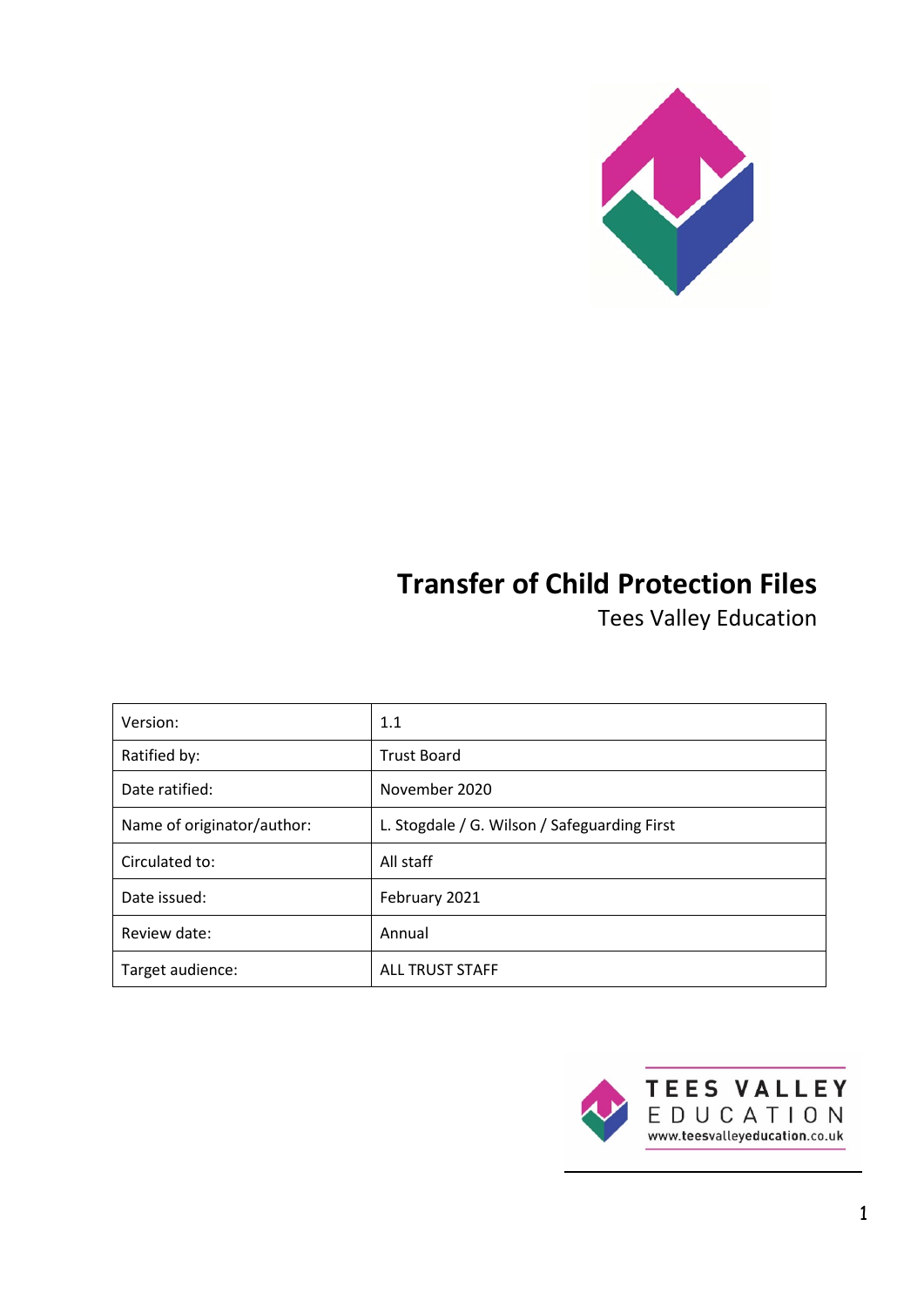# Transfer of Child Protection Files

Tees Valley Education

| Version: | 1.1 |
|---|---|
| Ratified by: | Trust Board |
| Date ratified: | November 2020 |
| Name of originator/author: | L. Stogdale / G. Wilson / Safeguarding First |
| Circulated to: | All staff |
| Date issued: | February 2021 |
| Review date: | Annual |
| Target audience: | ALL TRUST STAFF |

TEES VALLEY EDUCATION
www.teesvalleyeducation.co.uk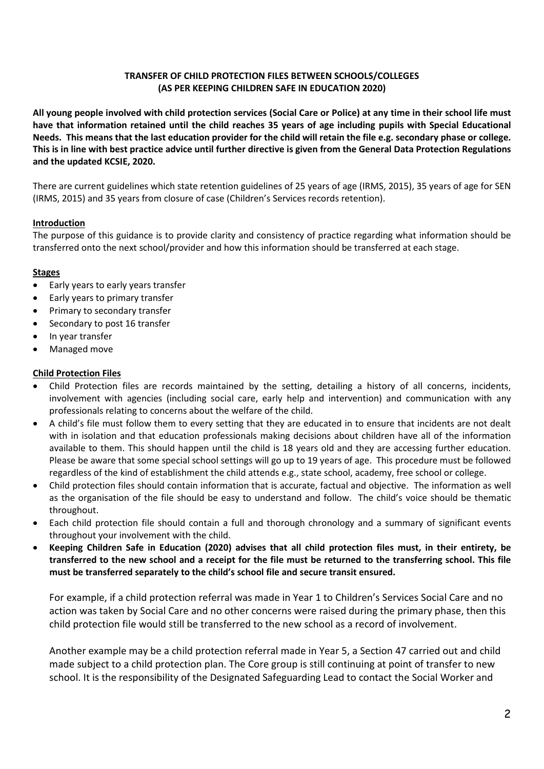**TRANSFER OF CHILD PROTECTION FILES BETWEEN SCHOOLS/COLLEGES (AS PER KEEPING CHILDREN SAFE IN EDUCATION 2020)**

**All young people involved with child protection services (Social Care or Police) at any time in their school life must have that information retained until the child reaches 35 years of age including pupils with Special Educational Needs. This means that the last education provider for the child will retain the file e.g. secondary phase or college. This is in line with best practice advice until further directive is given from the General Data Protection Regulations and the updated KCSIE, 2020.**

There are current guidelines which state retention guidelines of 25 years of age (IRMS, 2015), 35 years of age for SEN (IRMS, 2015) and 35 years from closure of case (Children's Services records retention).

## Introduction

The purpose of this guidance is to provide clarity and consistency of practice regarding what information should be transferred onto the next school/provider and how this information should be transferred at each stage.

## Stages

- Early years to early years transfer
- Early years to primary transfer
- Primary to secondary transfer
- Secondary to post 16 transfer
- In year transfer
- Managed move

## Child Protection Files

- Child Protection files are records maintained by the setting, detailing a history of all concerns, incidents, involvement with agencies (including social care, early help and intervention) and communication with any professionals relating to concerns about the welfare of the child.
- A child's file must follow them to every setting that they are educated in to ensure that incidents are not dealt with in isolation and that education professionals making decisions about children have all of the information available to them. This should happen until the child is 18 years old and they are accessing further education. Please be aware that some special school settings will go up to 19 years of age. This procedure must be followed regardless of the kind of establishment the child attends e.g., state school, academy, free school or college.
- Child protection files should contain information that is accurate, factual and objective. The information as well as the organisation of the file should be easy to understand and follow. The child's voice should be thematic throughout.
- Each child protection file should contain a full and thorough chronology and a summary of significant events throughout your involvement with the child.
- **Keeping Children Safe in Education (2020) advises that all child protection files must, in their entirety, be transferred to the new school and a receipt for the file must be returned to the transferring school. This file must be transferred separately to the child's school file and secure transit ensured.**

  For example, if a child protection referral was made in Year 1 to Children's Services Social Care and no action was taken by Social Care and no other concerns were raised during the primary phase, then this child protection file would still be transferred to the new school as a record of involvement.

  Another example may be a child protection referral made in Year 5, a Section 47 carried out and child made subject to a child protection plan. The Core group is still continuing at point of transfer to new school. It is the responsibility of the Designated Safeguarding Lead to contact the Social Worker and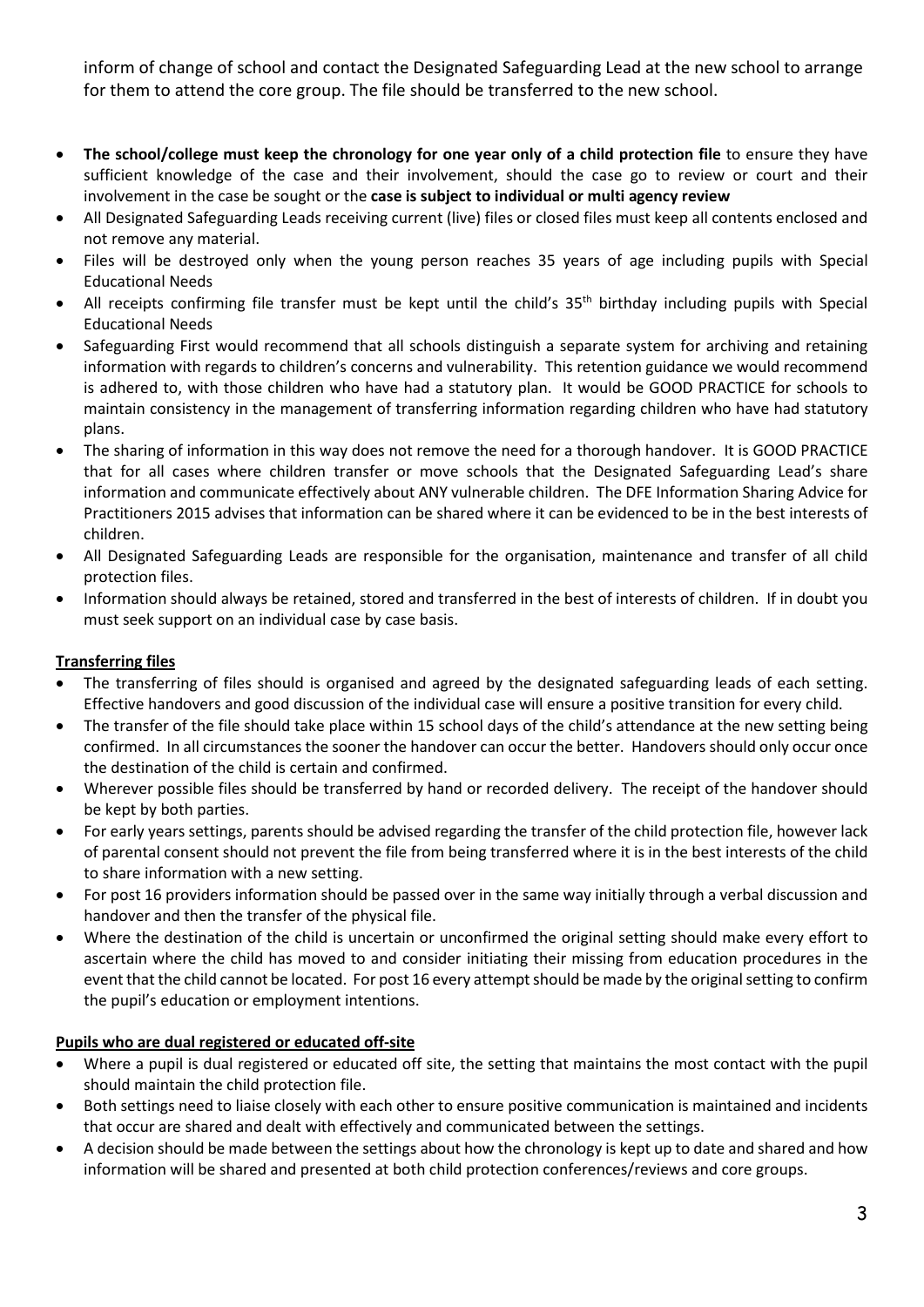inform of change of school and contact the Designated Safeguarding Lead at the new school to arrange for them to attend the core group. The file should be transferred to the new school.

- **The school/college must keep the chronology for one year only of a child protection file** to ensure they have sufficient knowledge of the case and their involvement, should the case go to review or court and their involvement in the case be sought or the **case is subject to individual or multi agency review**
- All Designated Safeguarding Leads receiving current (live) files or closed files must keep all contents enclosed and not remove any material.
- Files will be destroyed only when the young person reaches 35 years of age including pupils with Special Educational Needs
- All receipts confirming file transfer must be kept until the child's 35th birthday including pupils with Special Educational Needs
- Safeguarding First would recommend that all schools distinguish a separate system for archiving and retaining information with regards to children's concerns and vulnerability. This retention guidance we would recommend is adhered to, with those children who have had a statutory plan. It would be GOOD PRACTICE for schools to maintain consistency in the management of transferring information regarding children who have had statutory plans.
- The sharing of information in this way does not remove the need for a thorough handover. It is GOOD PRACTICE that for all cases where children transfer or move schools that the Designated Safeguarding Lead's share information and communicate effectively about ANY vulnerable children. The DFE Information Sharing Advice for Practitioners 2015 advises that information can be shared where it can be evidenced to be in the best interests of children.
- All Designated Safeguarding Leads are responsible for the organisation, maintenance and transfer of all child protection files.
- Information should always be retained, stored and transferred in the best of interests of children. If in doubt you must seek support on an individual case by case basis.

**Transferring files**

- The transferring of files should is organised and agreed by the designated safeguarding leads of each setting. Effective handovers and good discussion of the individual case will ensure a positive transition for every child.
- The transfer of the file should take place within 15 school days of the child's attendance at the new setting being confirmed. In all circumstances the sooner the handover can occur the better. Handovers should only occur once the destination of the child is certain and confirmed.
- Wherever possible files should be transferred by hand or recorded delivery. The receipt of the handover should be kept by both parties.
- For early years settings, parents should be advised regarding the transfer of the child protection file, however lack of parental consent should not prevent the file from being transferred where it is in the best interests of the child to share information with a new setting.
- For post 16 providers information should be passed over in the same way initially through a verbal discussion and handover and then the transfer of the physical file.
- Where the destination of the child is uncertain or unconfirmed the original setting should make every effort to ascertain where the child has moved to and consider initiating their missing from education procedures in the event that the child cannot be located. For post 16 every attempt should be made by the original setting to confirm the pupil's education or employment intentions.

**Pupils who are dual registered or educated off-site**

- Where a pupil is dual registered or educated off site, the setting that maintains the most contact with the pupil should maintain the child protection file.
- Both settings need to liaise closely with each other to ensure positive communication is maintained and incidents that occur are shared and dealt with effectively and communicated between the settings.
- A decision should be made between the settings about how the chronology is kept up to date and shared and how information will be shared and presented at both child protection conferences/reviews and core groups.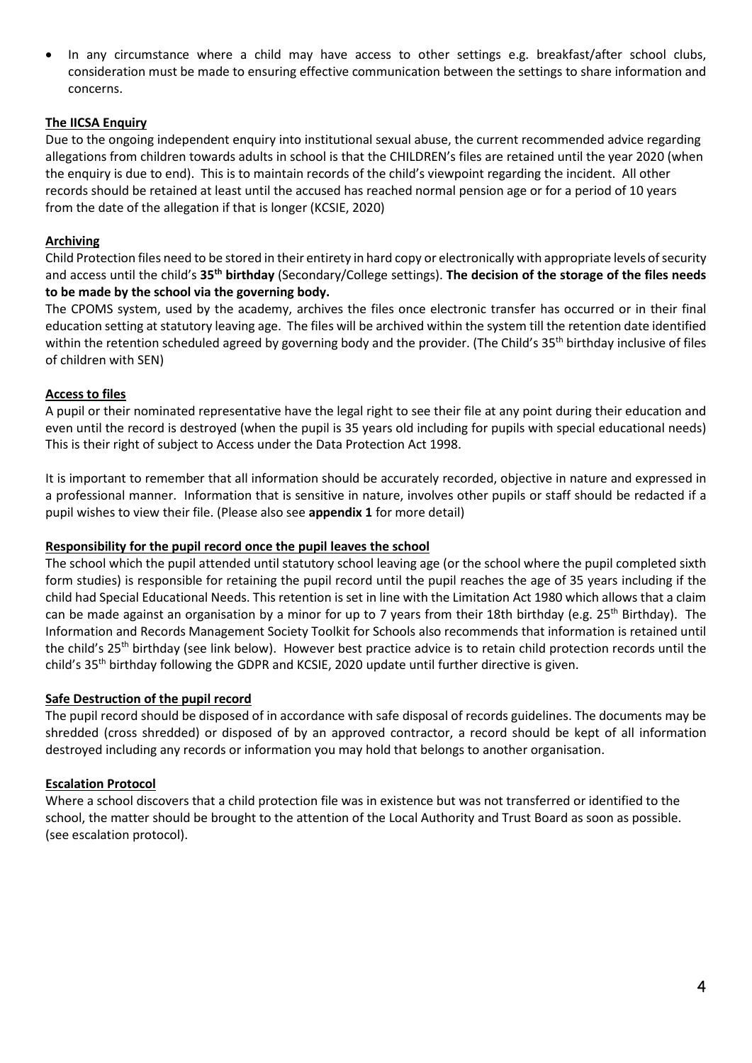- In any circumstance where a child may have access to other settings e.g. breakfast/after school clubs, consideration must be made to ensuring effective communication between the settings to share information and concerns.

**The IICSA Enquiry**

Due to the ongoing independent enquiry into institutional sexual abuse, the current recommended advice regarding allegations from children towards adults in school is that the CHILDREN's files are retained until the year 2020 (when the enquiry is due to end). This is to maintain records of the child's viewpoint regarding the incident. All other records should be retained at least until the accused has reached normal pension age or for a period of 10 years from the date of the allegation if that is longer (KCSIE, 2020)

**Archiving**

Child Protection files need to be stored in their entirety in hard copy or electronically with appropriate levels of security and access until the child's **35th birthday** (Secondary/College settings). **The decision of the storage of the files needs to be made by the school via the governing body.**

The CPOMS system, used by the academy, archives the files once electronic transfer has occurred or in their final education setting at statutory leaving age. The files will be archived within the system till the retention date identified within the retention scheduled agreed by governing body and the provider. (The Child's 35th birthday inclusive of files of children with SEN)

**Access to files**

A pupil or their nominated representative have the legal right to see their file at any point during their education and even until the record is destroyed (when the pupil is 35 years old including for pupils with special educational needs) This is their right of subject to Access under the Data Protection Act 1998.

It is important to remember that all information should be accurately recorded, objective in nature and expressed in a professional manner. Information that is sensitive in nature, involves other pupils or staff should be redacted if a pupil wishes to view their file. (Please also see **appendix 1** for more detail)

**Responsibility for the pupil record once the pupil leaves the school**

The school which the pupil attended until statutory school leaving age (or the school where the pupil completed sixth form studies) is responsible for retaining the pupil record until the pupil reaches the age of 35 years including if the child had Special Educational Needs. This retention is set in line with the Limitation Act 1980 which allows that a claim can be made against an organisation by a minor for up to 7 years from their 18th birthday (e.g. 25th Birthday). The Information and Records Management Society Toolkit for Schools also recommends that information is retained until the child's 25th birthday (see link below). However best practice advice is to retain child protection records until the child's 35th birthday following the GDPR and KCSIE, 2020 update until further directive is given.

**Safe Destruction of the pupil record**

The pupil record should be disposed of in accordance with safe disposal of records guidelines. The documents may be shredded (cross shredded) or disposed of by an approved contractor, a record should be kept of all information destroyed including any records or information you may hold that belongs to another organisation.

**Escalation Protocol**

Where a school discovers that a child protection file was in existence but was not transferred or identified to the school, the matter should be brought to the attention of the Local Authority and Trust Board as soon as possible. (see escalation protocol).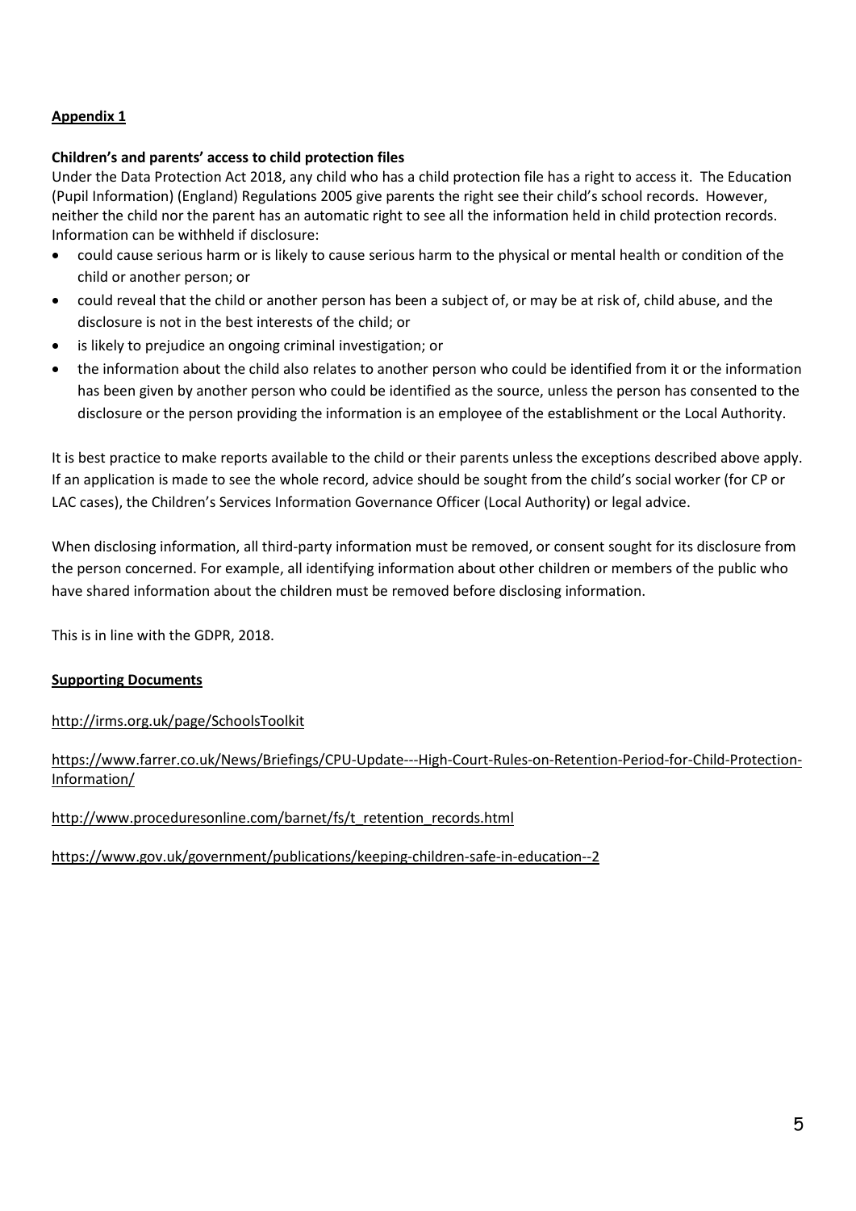**Appendix 1**

**Children's and parents' access to child protection files**

Under the Data Protection Act 2018, any child who has a child protection file has a right to access it. The Education (Pupil Information) (England) Regulations 2005 give parents the right see their child's school records. However, neither the child nor the parent has an automatic right to see all the information held in child protection records. Information can be withheld if disclosure:

- could cause serious harm or is likely to cause serious harm to the physical or mental health or condition of the child or another person; or
- could reveal that the child or another person has been a subject of, or may be at risk of, child abuse, and the disclosure is not in the best interests of the child; or
- is likely to prejudice an ongoing criminal investigation; or
- the information about the child also relates to another person who could be identified from it or the information has been given by another person who could be identified as the source, unless the person has consented to the disclosure or the person providing the information is an employee of the establishment or the Local Authority.

It is best practice to make reports available to the child or their parents unless the exceptions described above apply. If an application is made to see the whole record, advice should be sought from the child's social worker (for CP or LAC cases), the Children's Services Information Governance Officer (Local Authority) or legal advice.

When disclosing information, all third-party information must be removed, or consent sought for its disclosure from the person concerned. For example, all identifying information about other children or members of the public who have shared information about the children must be removed before disclosing information.

This is in line with the GDPR, 2018.

**Supporting Documents**

http://irms.org.uk/page/SchoolsToolkit

https://www.farrer.co.uk/News/Briefings/CPU-Update---High-Court-Rules-on-Retention-Period-for-Child-Protection-Information/

http://www.proceduresonline.com/barnet/fs/t_retention_records.html

https://www.gov.uk/government/publications/keeping-children-safe-in-education--2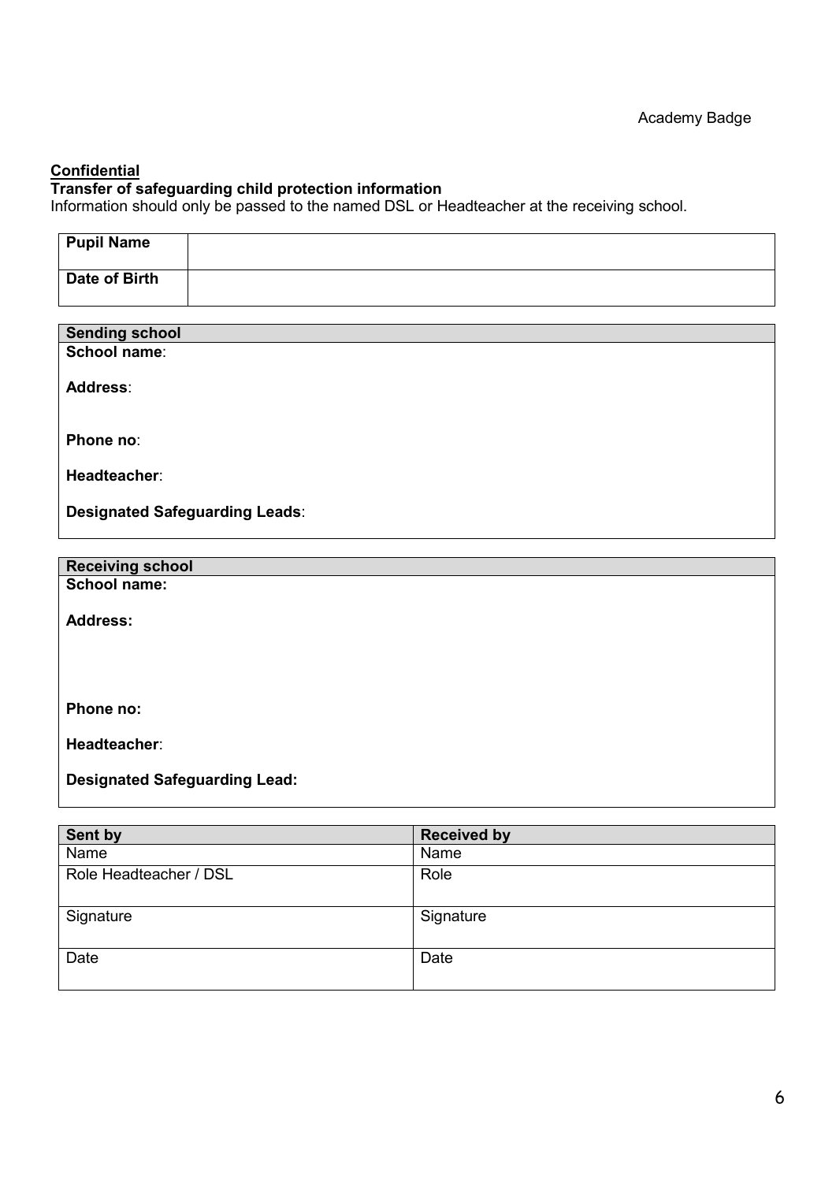Academy Badge

**Confidential**

**Transfer of safeguarding child protection information**

Information should only be passed to the named DSL or Headteacher at the receiving school.

| | |
|---|---|
| **Pupil Name** | |
| **Date of Birth** | |

| **Sending school** |
|---|
| **School name**:<br><br>**Address**:<br><br>**Phone no**:<br><br>**Headteacher**:<br><br>**Designated Safeguarding Leads**: |

| **Receiving school** |
|---|
| **School name:**<br><br>**Address:**<br><br>**Phone no:**<br><br>**Headteacher**:<br><br>**Designated Safeguarding Lead:** |

| **Sent by** | **Received by** |
|---|---|
| Name | Name |
| Role Headteacher / DSL | Role |
| Signature | Signature |
| Date | Date |